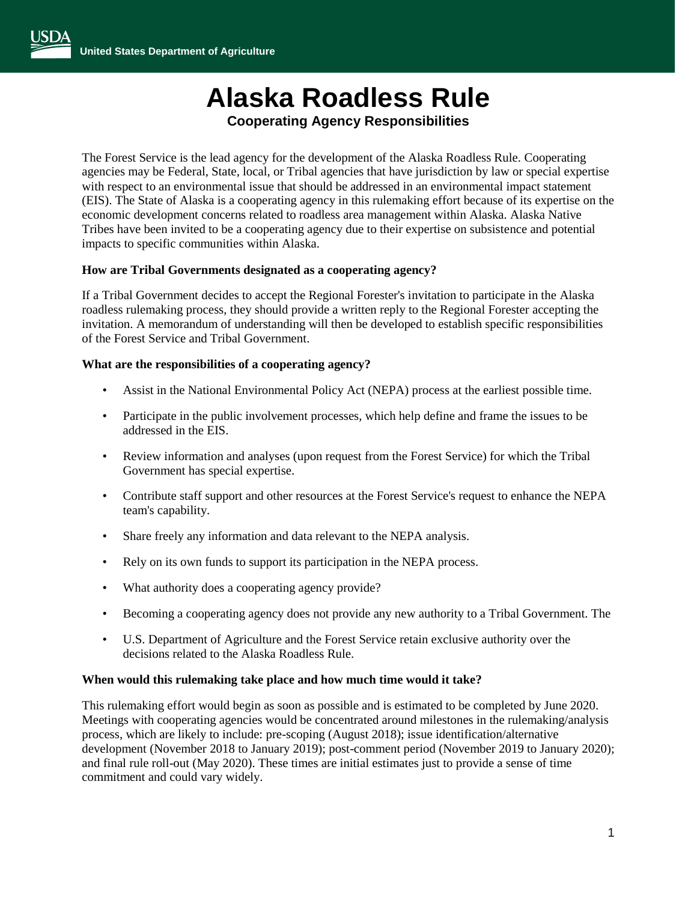United States Department of Agriculture

# Alaska Roadless Rule

### Cooperating Agency Responsibilities

The Forest Service is the lead agency for the development of the Alaska Roadless Rule. Cooperating agencies may be Federal, State, local, or Tribal agencies that have jurisdiction by law or special expertise with respect to an environmental issue that should be addressed in an environmental impact statement (EIS). The State of Alaska is a cooperating agency in this rulemaking effort because of its expertise on the economic development concerns related to roadless area management within Alaska. Alaska Native Tribes have been invited to be a cooperating agency due to their expertise on subsistence and potential impacts to specific communities within Alaska.

**How are Tribal Governments designated as a cooperating agency?**

If a Tribal Government decides to accept the Regional Forester's invitation to participate in the Alaska roadless rulemaking process, they should provide a written reply to the Regional Forester accepting the invitation. A memorandum of understanding will then be developed to establish specific responsibilities of the Forest Service and Tribal Government.

**What are the responsibilities of a cooperating agency?**

- Assist in the National Environmental Policy Act (NEPA) process at the earliest possible time.
- Participate in the public involvement processes, which help define and frame the issues to be addressed in the EIS.
- Review information and analyses (upon request from the Forest Service) for which the Tribal Government has special expertise.
- Contribute staff support and other resources at the Forest Service's request to enhance the NEPA team's capability.
- Share freely any information and data relevant to the NEPA analysis.
- Rely on its own funds to support its participation in the NEPA process.
- What authority does a cooperating agency provide?
- Becoming a cooperating agency does not provide any new authority to a Tribal Government. The
- U.S. Department of Agriculture and the Forest Service retain exclusive authority over the decisions related to the Alaska Roadless Rule.

**When would this rulemaking take place and how much time would it take?**

This rulemaking effort would begin as soon as possible and is estimated to be completed by June 2020. Meetings with cooperating agencies would be concentrated around milestones in the rulemaking/analysis process, which are likely to include: pre-scoping (August 2018); issue identification/alternative development (November 2018 to January 2019); post-comment period (November 2019 to January 2020); and final rule roll-out (May 2020). These times are initial estimates just to provide a sense of time commitment and could vary widely.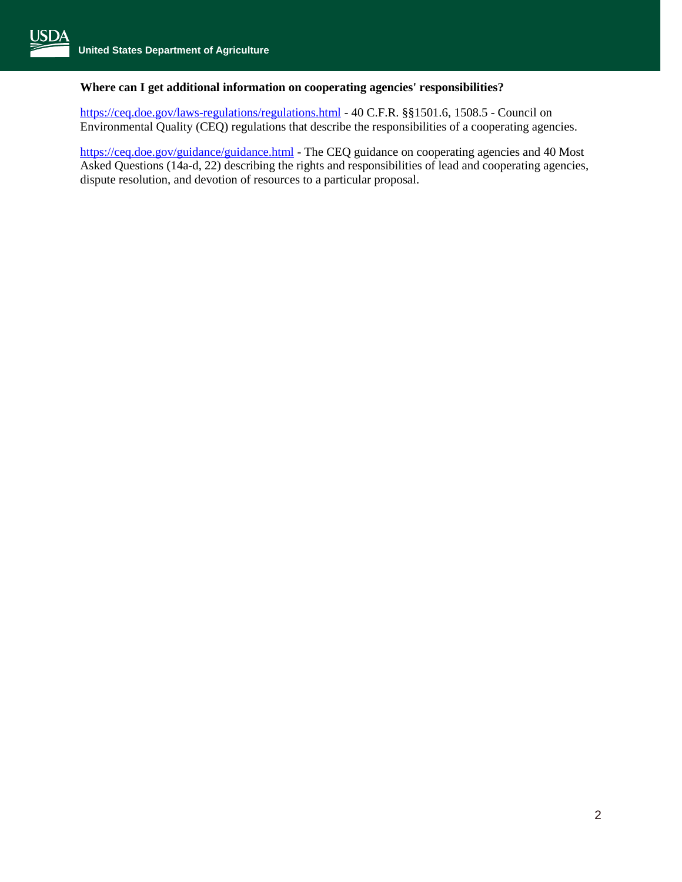**Where can I get additional information on cooperating agencies' responsibilities?**

[https://ceq.doe.gov/laws-regulations/regulations.html](https://ceq.doe.gov/laws-regulations/regulations.html) - 40 C.F.R. §§1501.6, 1508.5 - Council on Environmental Quality (CEQ) regulations that describe the responsibilities of a cooperating agencies.

[https://ceq.doe.gov/guidance/guidance.html](https://ceq.doe.gov/guidance/guidance.html) - The CEQ guidance on cooperating agencies and 40 Most Asked Questions (14a-d, 22) describing the rights and responsibilities of lead and cooperating agencies, dispute resolution, and devotion of resources to a particular proposal.